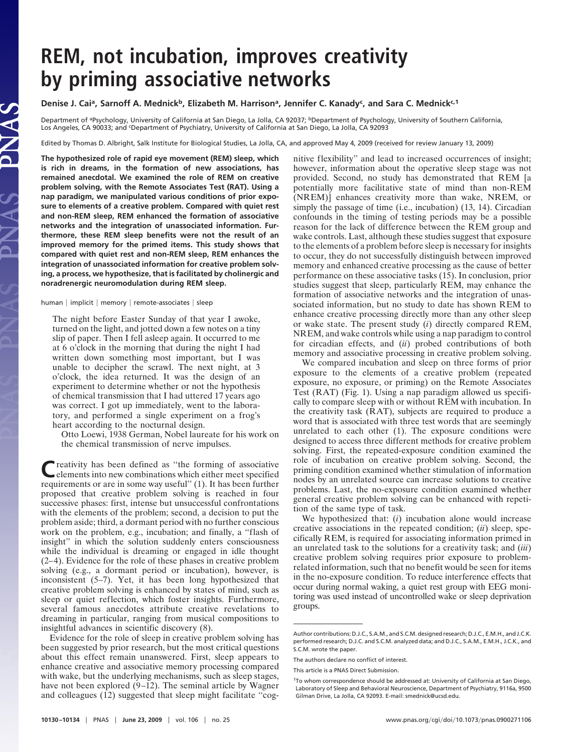# REM, not incubation, improves creativity by priming associative networks

**Denise J. Cai[a], Sarnoff A. Mednick[b], Elizabeth M. Harrison[a], Jennifer C. Kanady[c], and Sara C. Mednick[c,1]**

Department of [a]Psychology, University of California at San Diego, La Jolla, CA 92037; [b]Department of Psychology, University of Southern California, Los Angeles, CA 90033; and [c]Department of Psychiatry, University of California at San Diego, La Jolla, CA 92093

Edited by Thomas D. Albright, Salk Institute for Biological Studies, La Jolla, CA, and approved May 4, 2009 (received for review January 13, 2009)

**The hypothesized role of rapid eye movement (REM) sleep, which is rich in dreams, in the formation of new associations, has remained anecdotal. We examined the role of REM on creative problem solving, with the Remote Associates Test (RAT). Using a nap paradigm, we manipulated various conditions of prior exposure to elements of a creative problem. Compared with quiet rest and non-REM sleep, REM enhanced the formation of associative networks and the integration of unassociated information. Furthermore, these REM sleep benefits were not the result of an improved memory for the primed items. This study shows that compared with quiet rest and non-REM sleep, REM enhances the integration of unassociated information for creative problem solving, a process, we hypothesize, that is facilitated by cholinergic and noradrenergic neuromodulation during REM sleep.**

human | implicit | memory | remote-associates | sleep

> The night before Easter Sunday of that year I awoke, turned on the light, and jotted down a few notes on a tiny slip of paper. Then I fell asleep again. It occurred to me at 6 o'clock in the morning that during the night I had written down something most important, but I was unable to decipher the scrawl. The next night, at 3 o'clock, the idea returned. It was the design of an experiment to determine whether or not the hypothesis of chemical transmission that I had uttered 17 years ago was correct. I got up immediately, went to the laboratory, and performed a single experiment on a frog's heart according to the nocturnal design.
>
> Otto Loewi, 1938 German, Nobel laureate for his work on the chemical transmission of nerve impulses.

Creativity has been defined as "the forming of associative elements into new combinations which either meet specified requirements or are in some way useful" (1). It has been further proposed that creative problem solving is reached in four successive phases: first, intense but unsuccessful confrontations with the elements of the problem; second, a decision to put the problem aside; third, a dormant period with no further conscious work on the problem, e.g., incubation; and finally, a "flash of insight" in which the solution suddenly enters consciousness while the individual is dreaming or engaged in idle thought (2–4). Evidence for the role of these phases in creative problem solving (e.g., a dormant period or incubation), however, is inconsistent (5–7). Yet, it has been long hypothesized that creative problem solving is enhanced by states of mind, such as sleep or quiet reflection, which foster insights. Furthermore, several famous anecdotes attribute creative revelations to dreaming in particular, ranging from musical compositions to insightful advances in scientific discovery (8).

Evidence for the role of sleep in creative problem solving has been suggested by prior research, but the most critical questions about this effect remain unanswered. First, sleep appears to enhance creative and associative memory processing compared with wake, but the underlying mechanisms, such as sleep stages, have not been explored (9–12). The seminal article by Wagner and colleagues (12) suggested that sleep might facilitate "cognitive flexibility" and lead to increased occurrences of insight; however, information about the operative sleep stage was not provided. Second, no study has demonstrated that REM [a potentially more facilitative state of mind than non-REM (NREM)] enhances creativity more than wake, NREM, or simply the passage of time (i.e., incubation) (13, 14). Circadian confounds in the timing of testing periods may be a possible reason for the lack of difference between the REM group and wake controls. Last, although these studies suggest that exposure to the elements of a problem before sleep is necessary for insights to occur, they do not successfully distinguish between improved memory and enhanced creative processing as the cause of better performance on these associative tasks (15). In conclusion, prior studies suggest that sleep, particularly REM, may enhance the formation of associative networks and the integration of unassociated information, but no study to date has shown REM to enhance creative processing directly more than any other sleep or wake state. The present study (*i*) directly compared REM, NREM, and wake controls while using a nap paradigm to control for circadian effects, and (*ii*) probed contributions of both memory and associative processing in creative problem solving.

We compared incubation and sleep on three forms of prior exposure to the elements of a creative problem (repeated exposure, no exposure, or priming) on the Remote Associates Test (RAT) (Fig. 1). Using a nap paradigm allowed us specifically to compare sleep with or without REM with incubation. In the creativity task (RAT), subjects are required to produce a word that is associated with three test words that are seemingly unrelated to each other (1). The exposure conditions were designed to access three different methods for creative problem solving. First, the repeated-exposure condition examined the role of incubation on creative problem solving. Second, the priming condition examined whether stimulation of information nodes by an unrelated source can increase solutions to creative problems. Last, the no-exposure condition examined whether general creative problem solving can be enhanced with repetition of the same type of task.

We hypothesized that: (*i*) incubation alone would increase creative associations in the repeated condition; (*ii*) sleep, specifically REM, is required for associating information primed in an unrelated task to the solutions for a creativity task; and (*iii*) creative problem solving requires prior exposure to problem-related information, such that no benefit would be seen for items in the no-exposure condition. To reduce interference effects that occur during normal waking, a quiet rest group with EEG monitoring was used instead of uncontrolled wake or sleep deprivation groups.

Author contributions: D.J.C., S.A.M., and S.C.M. designed research; D.J.C., E.M.H., and J.C.K. performed research; D.J.C. and S.C.M. analyzed data; and D.J.C., S.A.M., E.M.H., J.C.K., and S.C.M. wrote the paper.

The authors declare no conflict of interest.

This article is a PNAS Direct Submission.

[1]To whom correspondence should be addressed at: University of California at San Diego, Laboratory of Sleep and Behavioral Neuroscience, Department of Psychiatry, 9116a, 9500 Gilman Drive, La Jolla, CA 92093. E-mail: smednick@ucsd.edu.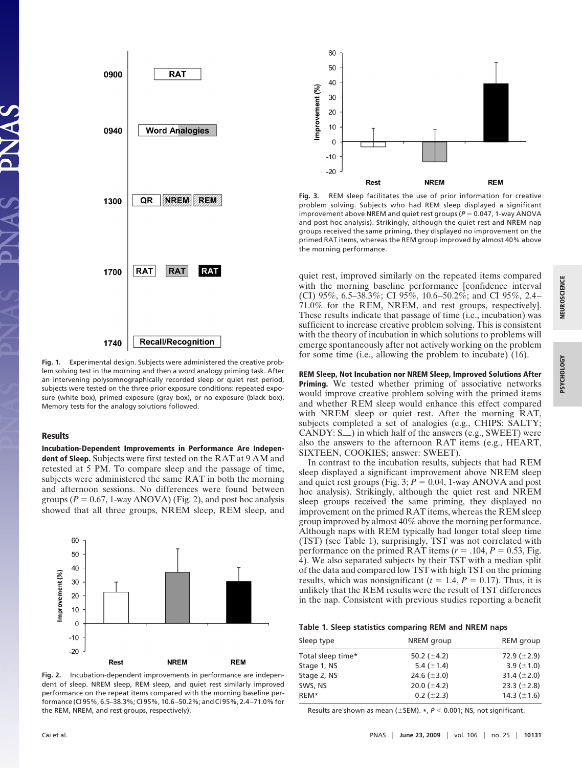Fig. 1. Experimental design. Subjects were administered the creative problem solving test in the morning and then a word analogy priming task. After an intervening polysomnographically recorded sleep or quiet rest period, subjects were tested on the three prior exposure conditions: repeated exposure (white box), primed exposure (gray box), or no exposure (black box). Memory tests for the analogy solutions followed.

## Results

**Incubation-Dependent Improvements in Performance Are Independent of Sleep.** Subjects were first tested on the RAT at 9 AM and retested at 5 PM. To compare sleep and the passage of time, subjects were administered the same RAT in both the morning and afternoon sessions. No differences were found between groups ($P = 0.67$, 1-way ANOVA) (Fig. 2), and post hoc analysis showed that all three groups, NREM sleep, REM sleep, and quiet rest, improved similarly on the repeated items compared with the morning baseline performance [confidence interval (CI) 95%, 6.5–38.3%; CI 95%, 10.6–50.2%; and CI 95%, 2.4–71.0% for the REM, NREM, and rest groups, respectively]. These results indicate that passage of time (i.e., incubation) was sufficient to increase creative problem solving. This is consistent with the theory of incubation in which solutions to problems will emerge spontaneously after not actively working on the problem for some time (i.e., allowing the problem to incubate) (16).

Fig. 2. Incubation-dependent improvements in performance are independent of sleep. NREM sleep, REM sleep, and quiet rest similarly improved performance on the repeat items compared with the morning baseline performance (CI 95%, 6.5–38.3%; CI 95%, 10.6–50.2%; and CI 95%, 2.4–71.0% for the REM, NREM, and rest groups, respectively).

Fig. 3. REM sleep facilitates the use of prior information for creative problem solving. Subjects who had REM sleep displayed a significant improvement above NREM and quiet rest groups ($P = 0.047$, 1-way ANOVA and post hoc analysis). Strikingly, although the quiet rest and NREM nap groups received the same priming, they displayed no improvement on the primed RAT items, whereas the REM group improved by almost 40% above the morning performance.

**REM Sleep, Not Incubation nor NREM Sleep, Improved Solutions After Priming.** We tested whether priming of associative networks would improve creative problem solving with the primed items and whether REM sleep would enhance this effect compared with NREM sleep or quiet rest. After the morning RAT, subjects completed a set of analogies (e.g., CHIPS: SALTY; CANDY: S\_\_) in which half of the answers (e.g., SWEET) were also the answers to the afternoon RAT items (e.g., HEART, SIXTEEN, COOKIES; answer: SWEET).

In contrast to the incubation results, subjects that had REM sleep displayed a significant improvement above NREM sleep and quiet rest groups (Fig. 3; $P = 0.04$, 1-way ANOVA and post hoc analysis). Strikingly, although the quiet rest and NREM sleep groups received the same priming, they displayed no improvement on the primed RAT items, whereas the REM sleep group improved by almost 40% above the morning performance. Although naps with REM typically had longer total sleep time (TST) (see Table 1), surprisingly, TST was not correlated with performance on the primed RAT items ($r = .104$, $P = 0.53$, Fig. 4). We also separated subjects by their TST with a median split of the data and compared low TST with high TST on the priming results, which was nonsignificant ($t = 1.4$, $P = 0.17$). Thus, it is unlikely that the REM results were the result of TST differences in the nap. Consistent with previous studies reporting a benefit

**Table 1. Sleep statistics comparing REM and NREM naps**

| Sleep type | NREM group | REM group |
|---|---|---|
| Total sleep time* | 50.2 (±4.2) | 72.9 (±2.9) |
| Stage 1, NS | 5.4 (±1.4) | 3.9 (±1.0) |
| Stage 2, NS | 24.6 (±3.0) | 31.4 (±2.0) |
| SWS, NS | 20.0 (±4.2) | 23.3 (±2.8) |
| REM* | 0.2 (±2.3) | 14.3 (±1.6) |

Results are shown as mean (±SEM). *, $P < 0.001$; NS, not significant.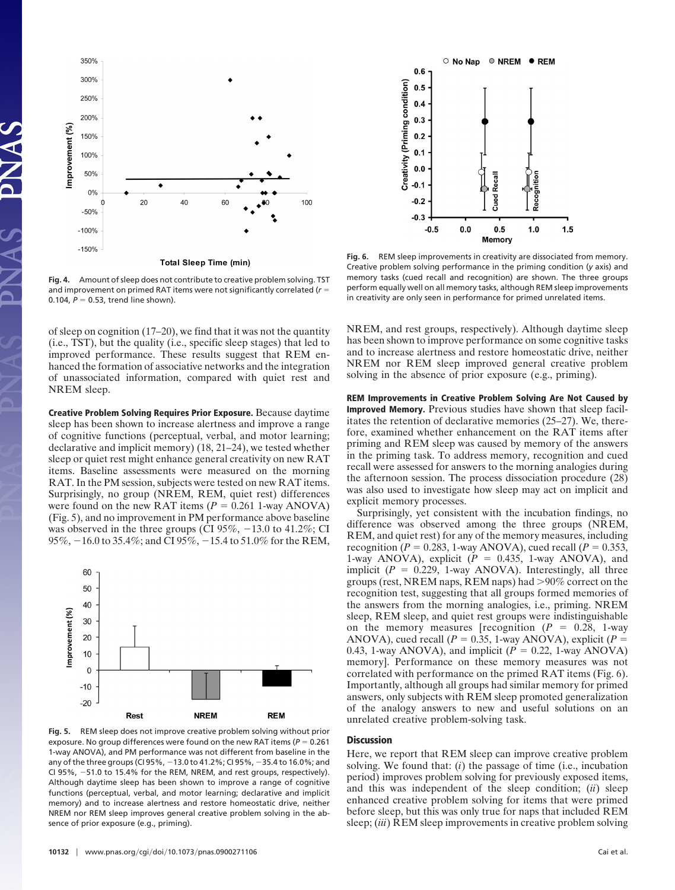Fig. 4. Amount of sleep does not contribute to creative problem solving. TST and improvement on primed RAT items were not significantly correlated ($r = 0.104$, $P = 0.53$, trend line shown).

Fig. 6. REM sleep improvements in creativity are dissociated from memory. Creative problem solving performance in the priming condition ($y$ axis) and memory tasks (cued recall and recognition) are shown. The three groups perform equally well on all memory tasks, although REM sleep improvements in creativity are only seen in performance for primed unrelated items.

of sleep on cognition (17–20), we find that it was not the quantity (i.e., TST), but the quality (i.e., specific sleep stages) that led to improved performance. These results suggest that REM enhanced the formation of associative networks and the integration of unassociated information, compared with quiet rest and NREM sleep.

**Creative Problem Solving Requires Prior Exposure.** Because daytime sleep has been shown to increase alertness and improve a range of cognitive functions (perceptual, verbal, and motor learning; declarative and implicit memory) (18, 21–24), we tested whether sleep or quiet rest might enhance general creativity on new RAT items. Baseline assessments were measured on the morning RAT. In the PM session, subjects were tested on new RAT items. Surprisingly, no group (NREM, REM, quiet rest) differences were found on the new RAT items ($P = 0.261$ 1-way ANOVA) (Fig. 5), and no improvement in PM performance above baseline was observed in the three groups (CI 95%, −13.0 to 41.2%; CI 95%, −16.0 to 35.4%; and CI 95%, −15.4 to 51.0% for the REM, NREM, and rest groups, respectively). Although daytime sleep has been shown to improve performance on some cognitive tasks and to increase alertness and restore homeostatic drive, neither NREM nor REM sleep improved general creative problem solving in the absence of prior exposure (e.g., priming).

Fig. 5. REM sleep does not improve creative problem solving without prior exposure. No group differences were found on the new RAT items ($P = 0.261$ 1-way ANOVA), and PM performance was not different from baseline in the any of the three groups (CI 95%, −13.0 to 41.2%; CI 95%, −35.4 to 16.0%; and CI 95%, −51.0 to 15.4% for the REM, NREM, and rest groups, respectively). Although daytime sleep has been shown to improve a range of cognitive functions (perceptual, verbal, and motor learning; declarative and implicit memory) and to increase alertness and restore homeostatic drive, neither NREM nor REM sleep improves general creative problem solving in the absence of prior exposure (e.g., priming).

**REM Improvements in Creative Problem Solving Are Not Caused by Improved Memory.** Previous studies have shown that sleep facilitates the retention of declarative memories (25–27). We, therefore, examined whether enhancement on the RAT items after priming and REM sleep was caused by memory of the answers in the priming task. To address memory, recognition and cued recall were assessed for answers to the morning analogies during the afternoon session. The process dissociation procedure (28) was also used to investigate how sleep may act on implicit and explicit memory processes.

Surprisingly, yet consistent with the incubation findings, no difference was observed among the three groups (NREM, REM, and quiet rest) for any of the memory measures, including recognition ($P = 0.283$, 1-way ANOVA), cued recall ($P = 0.353$, 1-way ANOVA), explicit ($P = 0.435$, 1-way ANOVA), and implicit ($P = 0.229$, 1-way ANOVA). Interestingly, all three groups (rest, NREM naps, REM naps) had >90% correct on the recognition test, suggesting that all groups formed memories of the answers from the morning analogies, i.e., priming. NREM sleep, REM sleep, and quiet rest groups were indistinguishable on the memory measures [recognition ($P = 0.28$, 1-way ANOVA), cued recall ($P = 0.35$, 1-way ANOVA), explicit ($P = 0.43$, 1-way ANOVA), and implicit ($P = 0.22$, 1-way ANOVA) memory]. Performance on these memory measures was not correlated with performance on the primed RAT items (Fig. 6). Importantly, although all groups had similar memory for primed answers, only subjects with REM sleep promoted generalization of the analogy answers to new and useful solutions on an unrelated creative problem-solving task.

## Discussion

Here, we report that REM sleep can improve creative problem solving. We found that: (*i*) the passage of time (i.e., incubation period) improves problem solving for previously exposed items, and this was independent of the sleep condition; (*ii*) sleep enhanced creative problem solving for items that were primed before sleep, but this was only true for naps that included REM sleep; (*iii*) REM sleep improvements in creative problem solving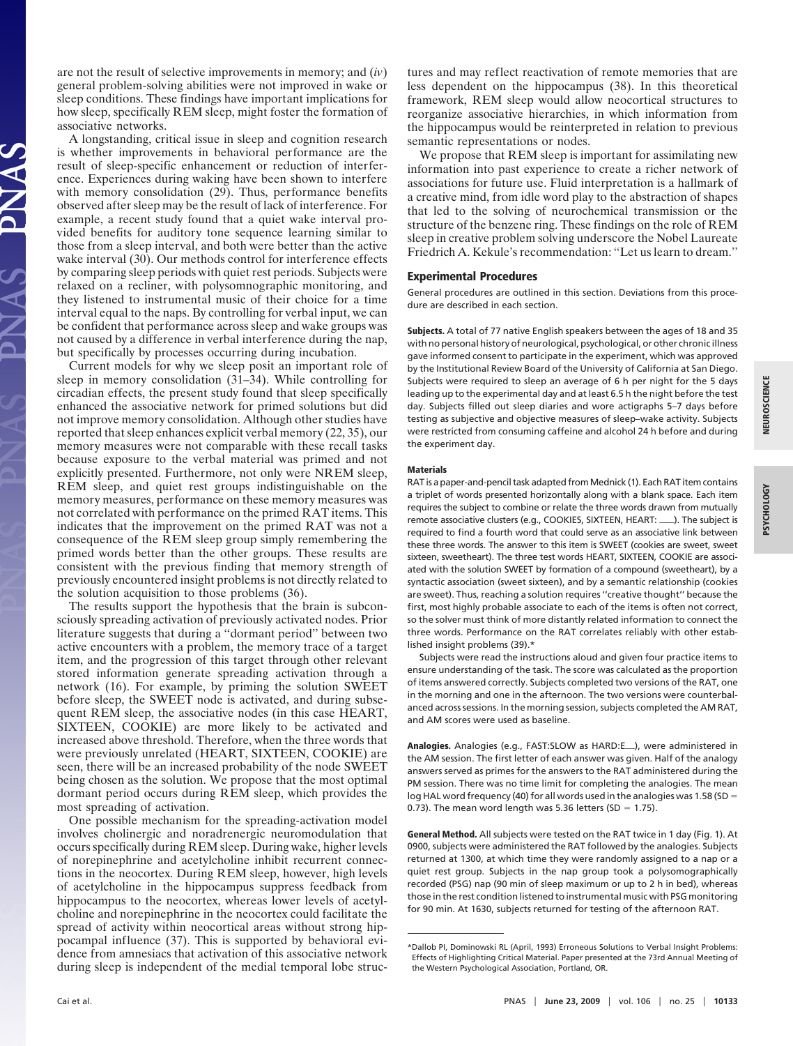are not the result of selective improvements in memory; and (*iv*) general problem-solving abilities were not improved in wake or sleep conditions. These findings have important implications for how sleep, specifically REM sleep, might foster the formation of associative networks.

A longstanding, critical issue in sleep and cognition research is whether improvements in behavioral performance are the result of sleep-specific enhancement or reduction of interference. Experiences during waking have been shown to interfere with memory consolidation (29). Thus, performance benefits observed after sleep may be the result of lack of interference. For example, a recent study found that a quiet wake interval provided benefits for auditory tone sequence learning similar to those from a sleep interval, and both were better than the active wake interval (30). Our methods control for interference effects by comparing sleep periods with quiet rest periods. Subjects were relaxed on a recliner, with polysomnographic monitoring, and they listened to instrumental music of their choice for a time interval equal to the naps. By controlling for verbal input, we can be confident that performance across sleep and wake groups was not caused by a difference in verbal interference during the nap, but specifically by processes occurring during incubation.

Current models for why we sleep posit an important role of sleep in memory consolidation (31–34). While controlling for circadian effects, the present study found that sleep specifically enhanced the associative network for primed solutions but did not improve memory consolidation. Although other studies have reported that sleep enhances explicit verbal memory (22, 35), our memory measures were not comparable with these recall tasks because exposure to the verbal material was primed and not explicitly presented. Furthermore, not only were NREM sleep, REM sleep, and quiet rest groups indistinguishable on the memory measures, performance on these memory measures was not correlated with performance on the primed RAT items. This indicates that the improvement on the primed RAT was not a consequence of the REM sleep group simply remembering the primed words better than the other groups. These results are consistent with the previous finding that memory strength of previously encountered insight problems is not directly related to the solution acquisition to those problems (36).

The results support the hypothesis that the brain is subconsciously spreading activation of previously activated nodes. Prior literature suggests that during a "dormant period" between two active encounters with a problem, the memory trace of a target item, and the progression of this target through other relevant stored information generate spreading activation through a network (16). For example, by priming the solution SWEET before sleep, the SWEET node is activated, and during subsequent REM sleep, the associative nodes (in this case HEART, SIXTEEN, COOKIE) are more likely to be activated and increased above threshold. Therefore, when the three words that were previously unrelated (HEART, SIXTEEN, COOKIE) are seen, there will be an increased probability of the node SWEET being chosen as the solution. We propose that the most optimal dormant period occurs during REM sleep, which provides the most spreading of activation.

One possible mechanism for the spreading-activation model involves cholinergic and noradrenergic neuromodulation that occurs specifically during REM sleep. During wake, higher levels of norepinephrine and acetylcholine inhibit recurrent connections in the neocortex. During REM sleep, however, high levels of acetylcholine in the hippocampus suppress feedback from hippocampus to the neocortex, whereas lower levels of acetylcholine and norepinephrine in the neocortex could facilitate the spread of activity within neocortical areas without strong hippocampal influence (37). This is supported by behavioral evidence from amnesiacs that activation of this associative network during sleep is independent of the medial temporal lobe structures and may reflect reactivation of remote memories that are less dependent on the hippocampus (38). In this theoretical framework, REM sleep would allow neocortical structures to reorganize associative hierarchies, in which information from the hippocampus would be reinterpreted in relation to previous semantic representations or nodes.

We propose that REM sleep is important for assimilating new information into past experience to create a richer network of associations for future use. Fluid interpretation is a hallmark of a creative mind, from idle word play to the abstraction of shapes that led to the solving of neurochemical transmission or the structure of the benzene ring. These findings on the role of REM sleep in creative problem solving underscore the Nobel Laureate Friedrich A. Kekule's recommendation: "Let us learn to dream."

## Experimental Procedures

General procedures are outlined in this section. Deviations from this procedure are described in each section.

**Subjects.** A total of 77 native English speakers between the ages of 18 and 35 with no personal history of neurological, psychological, or other chronic illness gave informed consent to participate in the experiment, which was approved by the Institutional Review Board of the University of California at San Diego. Subjects were required to sleep an average of 6 h per night for the 5 days leading up to the experimental day and at least 6.5 h the night before the test day. Subjects filled out sleep diaries and wore actigraphs 5–7 days before testing as subjective and objective measures of sleep–wake activity. Subjects were restricted from consuming caffeine and alcohol 24 h before and during the experiment day.

### Materials

RAT is a paper-and-pencil task adapted from Mednick (1). Each RAT item contains a triplet of words presented horizontally along with a blank space. Each item requires the subject to combine or relate the three words drawn from mutually remote associative clusters (e.g., COOKIES, SIXTEEN, HEART: ___). The subject is required to find a fourth word that could serve as an associative link between these three words. The answer to this item is SWEET (cookies are sweet, sweet sixteen, sweetheart). The three test words HEART, SIXTEEN, COOKIE are associated with the solution SWEET by formation of a compound (sweetheart), by a syntactic association (sweet sixteen), and by a semantic relationship (cookies are sweet). Thus, reaching a solution requires "creative thought" because the first, most highly probable associate to each of the items is often not correct, so the solver must think of more distantly related information to connect the three words. Performance on the RAT correlates reliably with other established insight problems (39).*

Subjects were read the instructions aloud and given four practice items to ensure understanding of the task. The score was calculated as the proportion of items answered correctly. Subjects completed two versions of the RAT, one in the morning and one in the afternoon. The two versions were counterbalanced across sessions. In the morning session, subjects completed the AM RAT, and AM scores were used as baseline.

**Analogies.** Analogies (e.g., FAST:SLOW as HARD:E___), were administered in the AM session. The first letter of each answer was given. Half of the analogy answers served as primes for the answers to the RAT administered during the PM session. There was no time limit for completing the analogies. The mean log HAL word frequency (40) for all words used in the analogies was 1.58 (SD = 0.73). The mean word length was 5.36 letters (SD = 1.75).

**General Method.** All subjects were tested on the RAT twice in 1 day (Fig. 1). At 0900, subjects were administered the RAT followed by the analogies. Subjects returned at 1300, at which time they were randomly assigned to a nap or a quiet rest group. Subjects in the nap group took a polysomnographically recorded (PSG) nap (90 min of sleep maximum or up to 2 h in bed), whereas those in the rest condition listened to instrumental music with PSG monitoring for 90 min. At 1630, subjects returned for testing of the afternoon RAT.

*Dallob PI, Dominowski RL (April, 1993) Erroneous Solutions to Verbal Insight Problems: Effects of Highlighting Critical Material. Paper presented at the 73rd Annual Meeting of the Western Psychological Association, Portland, OR.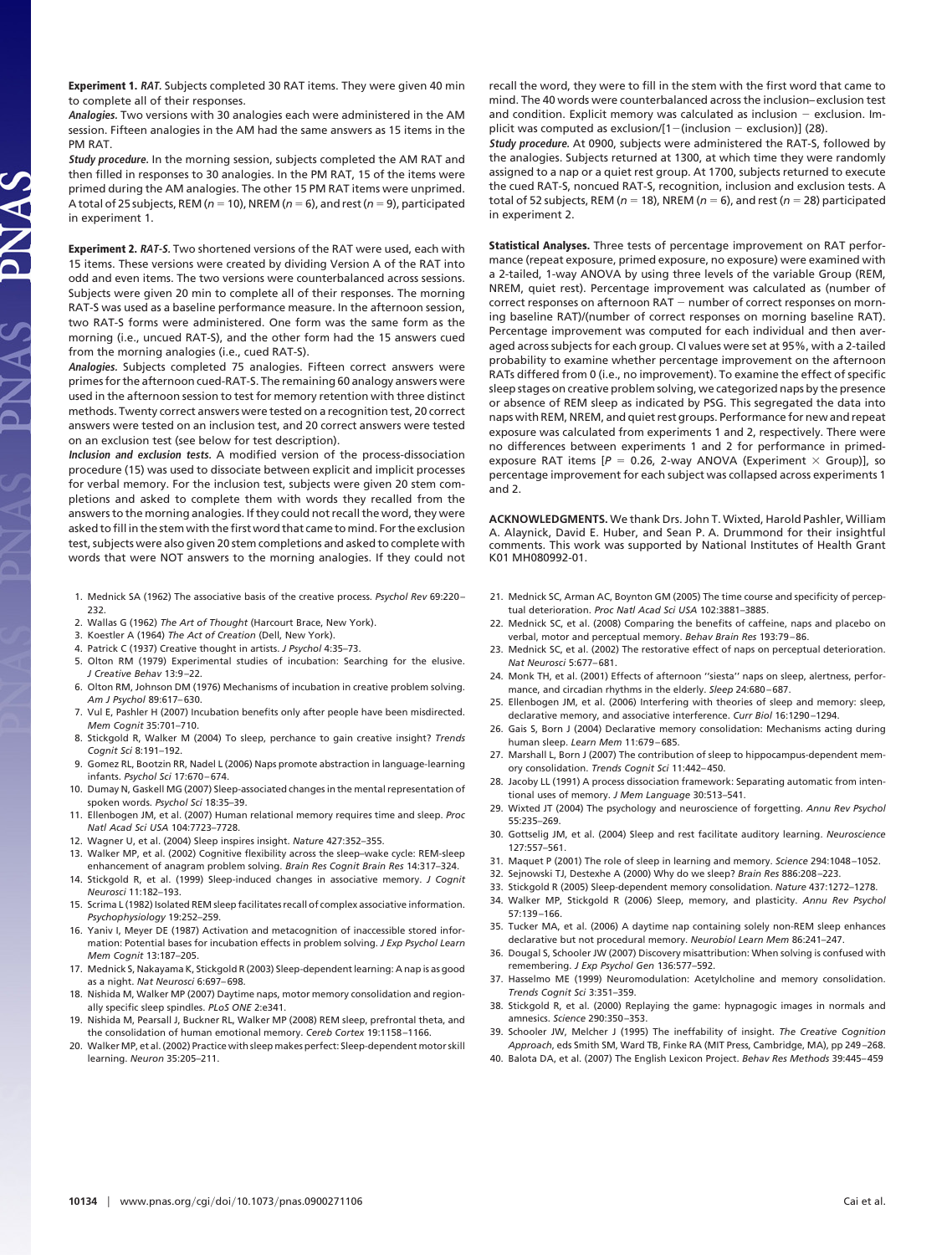**Experiment 1.** ***RAT.*** Subjects completed 30 RAT items. They were given 40 min to complete all of their responses.

***Analogies.*** Two versions with 30 analogies each were administered in the AM session. Fifteen analogies in the AM had the same answers as 15 items in the PM RAT.

***Study procedure.*** In the morning session, subjects completed the AM RAT and then filled in responses to 30 analogies. In the PM RAT, 15 of the items were primed during the AM analogies. The other 15 PM RAT items were unprimed. A total of 25 subjects, REM ($n = 10$), NREM ($n = 6$), and rest ($n = 9$), participated in experiment 1.

**Experiment 2.** ***RAT-S.*** Two shortened versions of the RAT were used, each with 15 items. These versions were created by dividing Version A of the RAT into odd and even items. The two versions were counterbalanced across sessions. Subjects were given 20 min to complete all of their responses. The morning RAT-S was used as a baseline performance measure. In the afternoon session, two RAT-S forms were administered. One form was the same form as the morning (i.e., uncued RAT-S), and the other form had the 15 answers cued from the morning analogies (i.e., cued RAT-S).

***Analogies.*** Subjects completed 75 analogies. Fifteen correct answers were primes for the afternoon cued-RAT-S. The remaining 60 analogy answers were used in the afternoon session to test for memory retention with three distinct methods. Twenty correct answers were tested on a recognition test, 20 correct answers were tested on an inclusion test, and 20 correct answers were tested on an exclusion test (see below for test description).

***Inclusion and exclusion tests.*** A modified version of the process-dissociation procedure (15) was used to dissociate between explicit and implicit processes for verbal memory. For the inclusion test, subjects were given 20 stem completions and asked to complete them with words they recalled from the answers to the morning analogies. If they could not recall the word, they were asked to fill in the stem with the first word that came to mind. For the exclusion test, subjects were also given 20 stem completions and asked to complete with words that were NOT answers to the morning analogies. If they could not recall the word, they were to fill in the stem with the first word that came to mind. The 40 words were counterbalanced across the inclusion–exclusion test and condition. Explicit memory was calculated as inclusion − exclusion. Implicit was computed as exclusion/[1−(inclusion − exclusion)] (28).

***Study procedure.*** At 0900, subjects were administered the RAT-S, followed by the analogies. Subjects returned at 1300, at which time they were randomly assigned to a nap or a quiet rest group. At 1700, subjects returned to execute the cued RAT-S, noncued RAT-S, recognition, inclusion and exclusion tests. A total of 52 subjects, REM ($n = 18$), NREM ($n = 6$), and rest ($n = 28$) participated in experiment 2.

**Statistical Analyses.** Three tests of percentage improvement on RAT performance (repeat exposure, primed exposure, no exposure) were examined with a 2-tailed, 1-way ANOVA by using three levels of the variable Group (REM, NREM, quiet rest). Percentage improvement was calculated as (number of correct responses on afternoon RAT − number of correct responses on morning baseline RAT)/(number of correct responses on morning baseline RAT). Percentage improvement was computed for each individual and then averaged across subjects for each group. CI values were set at 95%, with a 2-tailed probability to examine whether percentage improvement on the afternoon RATs differed from 0 (i.e., no improvement). To examine the effect of specific sleep stages on creative problem solving, we categorized naps by the presence or absence of REM sleep as indicated by PSG. This segregated the data into naps with REM, NREM, and quiet rest groups. Performance for new and repeat exposure was calculated from experiments 1 and 2, respectively. There were no differences between experiments 1 and 2 for performance in primed-exposure RAT items [$P = 0.26$, 2-way ANOVA (Experiment × Group)], so percentage improvement for each subject was collapsed across experiments 1 and 2.

**ACKNOWLEDGMENTS.** We thank Drs. John T. Wixted, Harold Pashler, William A. Alaynick, David E. Huber, and Sean P. A. Drummond for their insightful comments. This work was supported by National Institutes of Health Grant K01 MH080992-01.

1. Mednick SA (1962) The associative basis of the creative process. *Psychol Rev* 69:220–232.
2. Wallas G (1962) *The Art of Thought* (Harcourt Brace, New York).
3. Koestler A (1964) *The Act of Creation* (Dell, New York).
4. Patrick C (1937) Creative thought in artists. *J Psychol* 4:35–73.
5. Olton RM (1979) Experimental studies of incubation: Searching for the elusive. *J Creative Behav* 13:9–22.
6. Olton RM, Johnson DM (1976) Mechanisms of incubation in creative problem solving. *Am J Psychol* 89:617–630.
7. Vul E, Pashler H (2007) Incubation benefits only after people have been misdirected. *Mem Cognit* 35:701–710.
8. Stickgold R, Walker M (2004) To sleep, perchance to gain creative insight? *Trends Cognit Sci* 8:191–192.
9. Gomez RL, Bootzin RR, Nadel L (2006) Naps promote abstraction in language-learning infants. *Psychol Sci* 17:670–674.
10. Dumay N, Gaskell MG (2007) Sleep-associated changes in the mental representation of spoken words. *Psychol Sci* 18:35–39.
11. Ellenbogen JM, et al. (2007) Human relational memory requires time and sleep. *Proc Natl Acad Sci USA* 104:7723–7728.
12. Wagner U, et al. (2004) Sleep inspires insight. *Nature* 427:352–355.
13. Walker MP, et al. (2002) Cognitive flexibility across the sleep–wake cycle: REM-sleep enhancement of anagram problem solving. *Brain Res Cognit Brain Res* 14:317–324.
14. Stickgold R, et al. (1999) Sleep-induced changes in associative memory. *J Cognit Neurosci* 11:182–193.
15. Scrima L (1982) Isolated REM sleep facilitates recall of complex associative information. *Psychophysiology* 19:252–259.
16. Yaniv I, Meyer DE (1987) Activation and metacognition of inaccessible stored information: Potential bases for incubation effects in problem solving. *J Exp Psychol Learn Mem Cognit* 13:187–205.
17. Mednick S, Nakayama K, Stickgold R (2003) Sleep-dependent learning: A nap is as good as a night. *Nat Neurosci* 6:697–698.
18. Nishida M, Walker MP (2007) Daytime naps, motor memory consolidation and regionally specific sleep spindles. *PLoS ONE* 2:e341.
19. Nishida M, Pearsall J, Buckner RL, Walker MP (2008) REM sleep, prefrontal theta, and the consolidation of human emotional memory. *Cereb Cortex* 19:1158–1166.
20. Walker MP, et al. (2002) Practice with sleep makes perfect: Sleep-dependent motor skill learning. *Neuron* 35:205–211.
21. Mednick SC, Arman AC, Boynton GM (2005) The time course and specificity of perceptual deterioration. *Proc Natl Acad Sci USA* 102:3881–3885.
22. Mednick SC, et al. (2008) Comparing the benefits of caffeine, naps and placebo on verbal, motor and perceptual memory. *Behav Brain Res* 193:79–86.
23. Mednick SC, et al. (2002) The restorative effect of naps on perceptual deterioration. *Nat Neurosci* 5:677–681.
24. Monk TH, et al. (2001) Effects of afternoon "siesta" naps on sleep, alertness, performance, and circadian rhythms in the elderly. *Sleep* 24:680–687.
25. Ellenbogen JM, et al. (2006) Interfering with theories of sleep and memory: sleep, declarative memory, and associative interference. *Curr Biol* 16:1290–1294.
26. Gais S, Born J (2004) Declarative memory consolidation: Mechanisms acting during human sleep. *Learn Mem* 11:679–685.
27. Marshall L, Born J (2007) The contribution of sleep to hippocampus-dependent memory consolidation. *Trends Cognit Sci* 11:442–450.
28. Jacoby LL (1991) A process dissociation framework: Separating automatic from intentional uses of memory. *J Mem Language* 30:513–541.
29. Wixted JT (2004) The psychology and neuroscience of forgetting. *Annu Rev Psychol* 55:235–269.
30. Gottselig JM, et al. (2004) Sleep and rest facilitate auditory learning. *Neuroscience* 127:557–561.
31. Maquet P (2001) The role of sleep in learning and memory. *Science* 294:1048–1052.
32. Sejnowski TJ, Destexhe A (2000) Why do we sleep? *Brain Res* 886:208–223.
33. Stickgold R (2005) Sleep-dependent memory consolidation. *Nature* 437:1272–1278.
34. Walker MP, Stickgold R (2006) Sleep, memory, and plasticity. *Annu Rev Psychol* 57:139–166.
35. Tucker MA, et al. (2006) A daytime nap containing solely non-REM sleep enhances declarative but not procedural memory. *Neurobiol Learn Mem* 86:241–247.
36. Dougal S, Schooler JW (2007) Discovery misattribution: When solving is confused with remembering. *J Exp Psychol Gen* 136:577–592.
37. Hasselmo ME (1999) Neuromodulation: Acetylcholine and memory consolidation. *Trends Cognit Sci* 3:351–359.
38. Stickgold R, et al. (2000) Replaying the game: hypnagogic images in normals and amnesics. *Science* 290:350–353.
39. Schooler JW, Melcher J (1995) The ineffability of insight. *The Creative Cognition Approach*, eds Smith SM, Ward TB, Finke RA (MIT Press, Cambridge, MA), pp 249–268.
40. Balota DA, et al. (2007) The English Lexicon Project. *Behav Res Methods* 39:445–459